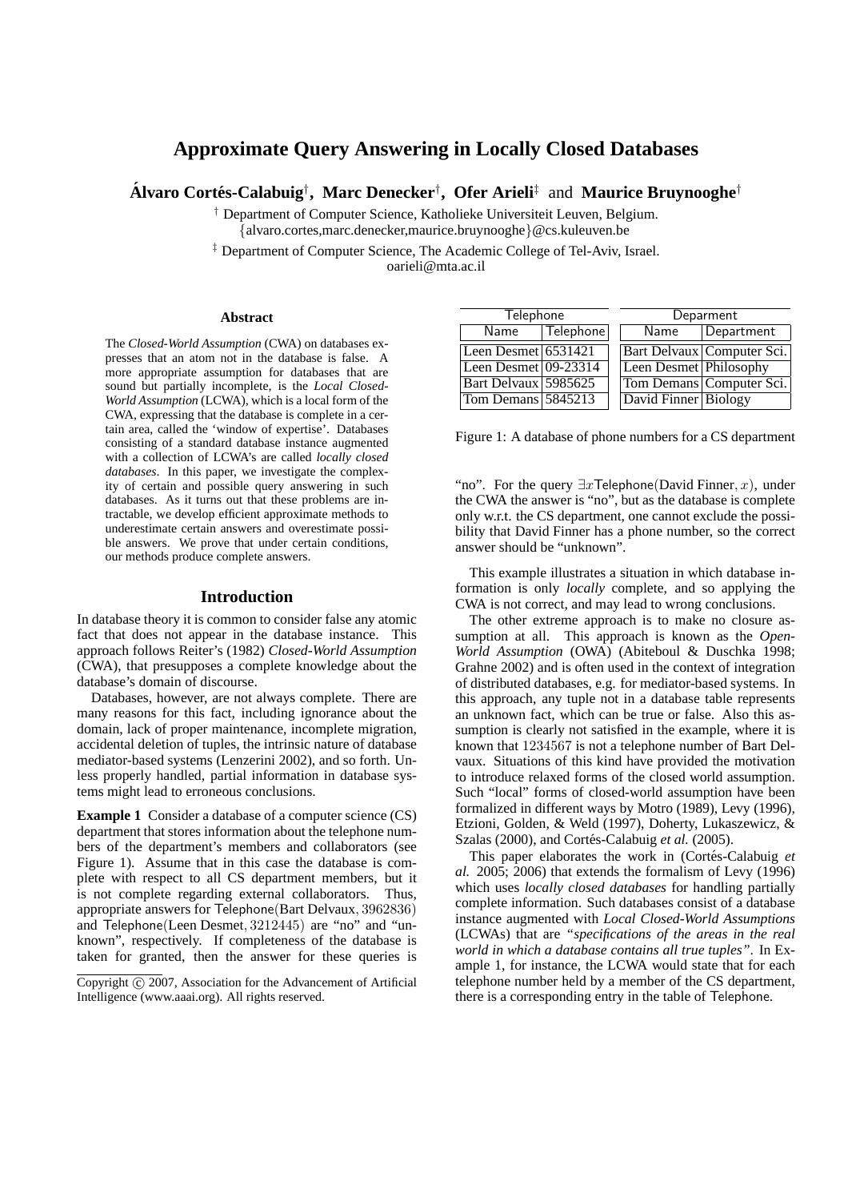// Approximate Query Answering in Locally Closed Databases

**Álvaro Cortés-Calabuig**[†], **Marc Denecker**[†], **Ofer Arieli**[‡] and **Maurice Bruynooghe**[†]

[†] Department of Computer Science, Katholieke Universiteit Leuven, Belgium.
{alvaro.cortes,marc.denecker,maurice.bruynooghe}@cs.kuleuven.be

[‡] Department of Computer Science, The Academic College of Tel-Aviv, Israel.
oarieli@mta.ac.il

### Abstract

The *Closed-World Assumption* (CWA) on databases expresses that an atom not in the database is false. A more appropriate assumption for databases that are sound but partially incomplete, is the *Local Closed-World Assumption* (LCWA), which is a local form of the CWA, expressing that the database is complete in a certain area, called the 'window of expertise'. Databases consisting of a standard database instance augmented with a collection of LCWA's are called *locally closed databases*. In this paper, we investigate the complexity of certain and possible query answering in such databases. As it turns out that these problems are intractable, we develop efficient approximate methods to underestimate certain answers and overestimate possible answers. We prove that under certain conditions, our methods produce complete answers.

## Introduction

In database theory it is common to consider false any atomic fact that does not appear in the database instance. This approach follows Reiter's (1982) *Closed-World Assumption* (CWA), that presupposes a complete knowledge about the database's domain of discourse.

Databases, however, are not always complete. There are many reasons for this fact, including ignorance about the domain, lack of proper maintenance, incomplete migration, accidental deletion of tuples, the intrinsic nature of database mediator-based systems (Lenzerini 2002), and so forth. Unless properly handled, partial information in database systems might lead to erroneous conclusions.

**Example 1** Consider a database of a computer science (CS) department that stores information about the telephone numbers of the department's members and collaborators (see Figure 1). Assume that in this case the database is complete with respect to all CS department members, but it is not complete regarding external collaborators. Thus, appropriate answers for $\mathsf{Telephone}(\text{Bart Delvaux}, 3962836)$ and $\mathsf{Telephone}(\text{Leen Desmet}, 3212445)$ are "no" and "unknown", respectively. If completeness of the database is taken for granted, then the answer for these queries is "no". For the query $\exists x \mathsf{Telephone}(\text{David Finner}, x)$, under the CWA the answer is "no", but as the database is complete only w.r.t. the CS department, one cannot exclude the possibility that David Finner has a phone number, so the correct answer should be "unknown".

Telephone

| Name | Telephone |
|---|---|
| Leen Desmet | 6531421 |
| Leen Desmet | 09-23314 |
| Bart Delvaux | 5985625 |
| Tom Demans | 5845213 |

Deparment

| Name | Department |
|---|---|
| Bart Delvaux | Computer Sci. |
| Leen Desmet | Philosophy |
| Tom Demans | Computer Sci. |
| David Finner | Biology |

Figure 1: A database of phone numbers for a CS department

This example illustrates a situation in which database information is only *locally* complete, and so applying the CWA is not correct, and may lead to wrong conclusions.

The other extreme approach is to make no closure assumption at all. This approach is known as the *Open-World Assumption* (OWA) (Abiteboul & Duschka 1998; Grahne 2002) and is often used in the context of integration of distributed databases, e.g. for mediator-based systems. In this approach, any tuple not in a database table represents an unknown fact, which can be true or false. Also this assumption is clearly not satisfied in the example, where it is known that 1234567 is not a telephone number of Bart Delvaux. Situations of this kind have provided the motivation to introduce relaxed forms of the closed world assumption. Such "local" forms of closed-world assumption have been formalized in different ways by Motro (1989), Levy (1996), Etzioni, Golden, & Weld (1997), Doherty, Lukaszewicz, & Szalas (2000), and Cortés-Calabuig *et al.* (2005).

This paper elaborates the work in (Cortés-Calabuig *et al.* 2005; 2006) that extends the formalism of Levy (1996) which uses *locally closed databases* for handling partially complete information. Such databases consist of a database instance augmented with *Local Closed-World Assumptions* (LCWAs) that are *"specifications of the areas in the real world in which a database contains all true tuples"*. In Example 1, for instance, the LCWA would state that for each telephone number held by a member of the CS department, there is a corresponding entry in the table of Telephone.

Copyright © 2007, Association for the Advancement of Artificial Intelligence (www.aaai.org). All rights reserved.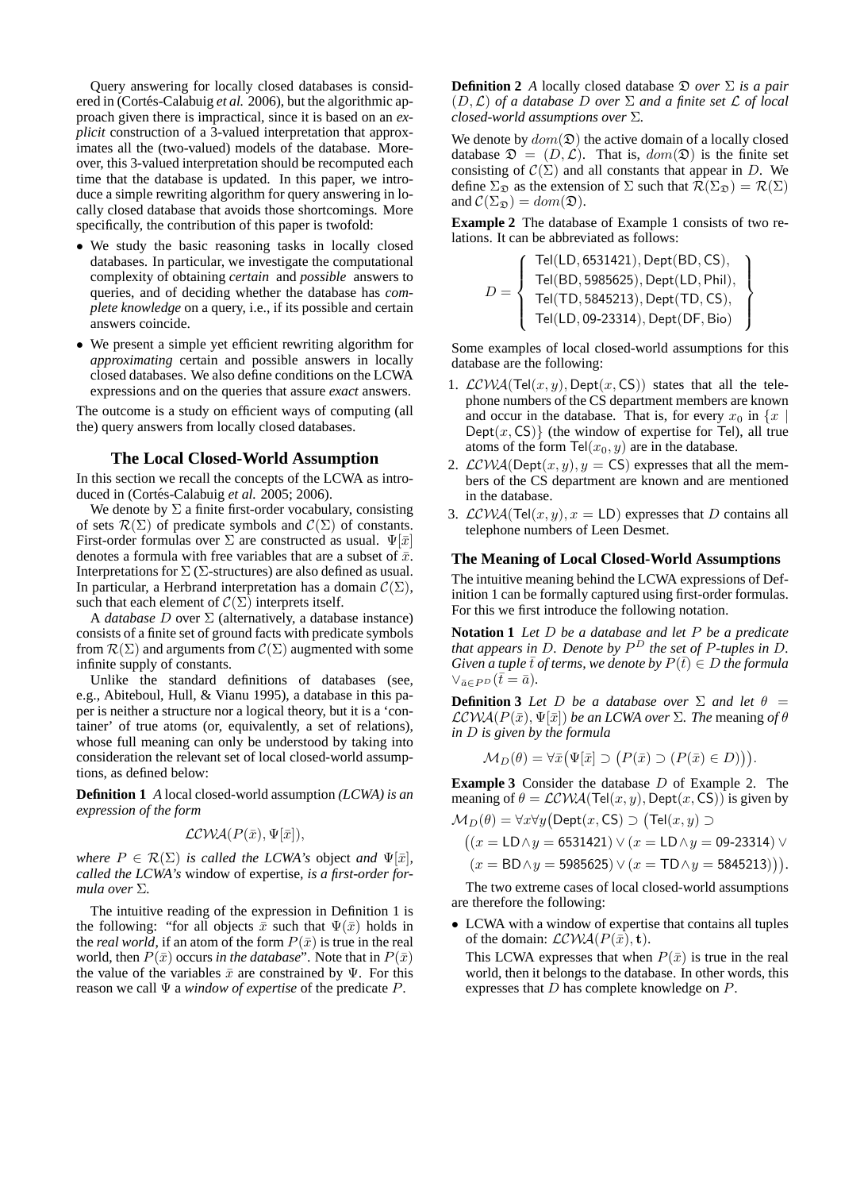Query answering for locally closed databases is considered in (Cortés-Calabuig *et al.* 2006), but the algorithmic approach given there is impractical, since it is based on an *explicit* construction of a 3-valued interpretation that approximates all the (two-valued) models of the database. Moreover, this 3-valued interpretation should be recomputed each time that the database is updated. In this paper, we introduce a simple rewriting algorithm for query answering in locally closed database that avoids those shortcomings. More specifically, the contribution of this paper is twofold:

- We study the basic reasoning tasks in locally closed databases. In particular, we investigate the computational complexity of obtaining *certain* and *possible* answers to queries, and of deciding whether the database has *complete knowledge* on a query, i.e., if its possible and certain answers coincide.
- We present a simple yet efficient rewriting algorithm for *approximating* certain and possible answers in locally closed databases. We also define conditions on the LCWA expressions and on the queries that assure *exact* answers.

The outcome is a study on efficient ways of computing (all the) query answers from locally closed databases.

## The Local Closed-World Assumption

In this section we recall the concepts of the LCWA as introduced in (Cortés-Calabuig *et al.* 2005; 2006).

We denote by $\Sigma$ a finite first-order vocabulary, consisting of sets $\mathcal{R}(\Sigma)$ of predicate symbols and $\mathcal{C}(\Sigma)$ of constants. First-order formulas over $\Sigma$ are constructed as usual. $\Psi[\bar{x}]$ denotes a formula with free variables that are a subset of $\bar{x}$. Interpretations for $\Sigma$ ($\Sigma$-structures) are also defined as usual. In particular, a Herbrand interpretation has a domain $\mathcal{C}(\Sigma)$, such that each element of $\mathcal{C}(\Sigma)$ interprets itself.

A *database* $D$ over $\Sigma$ (alternatively, a database instance) consists of a finite set of ground facts with predicate symbols from $\mathcal{R}(\Sigma)$ and arguments from $\mathcal{C}(\Sigma)$ augmented with some infinite supply of constants.

Unlike the standard definitions of databases (see, e.g., Abiteboul, Hull, & Vianu 1995), a database in this paper is neither a structure nor a logical theory, but it is a 'container' of true atoms (or, equivalently, a set of relations), whose full meaning can only be understood by taking into consideration the relevant set of local closed-world assumptions, as defined below:

**Definition 1** *A* local closed-world assumption *(LCWA) is an expression of the form*

$$\mathcal{LCWA}(P(\bar{x}), \Psi[\bar{x}]),$$

*where $P \in \mathcal{R}(\Sigma)$ is called the LCWA's* object *and $\Psi[\bar{x}]$, called the LCWA's* window of expertise*, is a first-order formula over $\Sigma$.*

The intuitive reading of the expression in Definition 1 is the following: "for all objects $\bar{x}$ such that $\Psi(\bar{x})$ holds in the *real world*, if an atom of the form $P(\bar{x})$ is true in the real world, then $P(\bar{x})$ occurs *in the database*". Note that in $P(\bar{x})$ the value of the variables $\bar{x}$ are constrained by $\Psi$. For this reason we call $\Psi$ a *window of expertise* of the predicate $P$.

**Definition 2** *A* locally closed database $\mathfrak{D}$ *over $\Sigma$ is a pair $(D, \mathcal{L})$ of a database $D$ over $\Sigma$ and a finite set $\mathcal{L}$ of local closed-world assumptions over $\Sigma$.*

We denote by $dom(\mathfrak{D})$ the active domain of a locally closed database $\mathfrak{D} = (D, \mathcal{L})$. That is, $dom(\mathfrak{D})$ is the finite set consisting of $\mathcal{C}(\Sigma)$ and all constants that appear in $D$. We define $\Sigma_{\mathfrak{D}}$ as the extension of $\Sigma$ such that $\mathcal{R}(\Sigma_{\mathfrak{D}}) = \mathcal{R}(\Sigma)$ and $\mathcal{C}(\Sigma_{\mathfrak{D}}) = dom(\mathfrak{D})$.

**Example 2** The database of Example 1 consists of two relations. It can be abbreviated as follows:

$$D = \left\{ \begin{array}{l} \mathsf{Tel}(\mathsf{LD}, 6531421), \mathsf{Dept}(\mathsf{BD}, \mathsf{CS}), \\ \mathsf{Tel}(\mathsf{BD}, 5985625), \mathsf{Dept}(\mathsf{LD}, \mathsf{Phil}), \\ \mathsf{Tel}(\mathsf{TD}, 5845213), \mathsf{Dept}(\mathsf{TD}, \mathsf{CS}), \\ \mathsf{Tel}(\mathsf{LD}, 09\text{-}23314), \mathsf{Dept}(\mathsf{DF}, \mathsf{Bio}) \end{array} \right\}$$

Some examples of local closed-world assumptions for this database are the following:

1. $\mathcal{LCWA}(\mathsf{Tel}(x, y), \mathsf{Dept}(x, \mathsf{CS}))$ states that all the telephone numbers of the CS department members are known and occur in the database. That is, for every $x_0$ in $\{x \mid \mathsf{Dept}(x, \mathsf{CS})\}$ (the window of expertise for Tel), all true atoms of the form $\mathsf{Tel}(x_0, y)$ are in the database.
2. $\mathcal{LCWA}(\mathsf{Dept}(x, y), y = \mathsf{CS})$ expresses that all the members of the CS department are known and are mentioned in the database.
3. $\mathcal{LCWA}(\mathsf{Tel}(x, y), x = \mathsf{LD})$ expresses that $D$ contains all telephone numbers of Leen Desmet.

### The Meaning of Local Closed-World Assumptions

The intuitive meaning behind the LCWA expressions of Definition 1 can be formally captured using first-order formulas. For this we first introduce the following notation.

**Notation 1** *Let $D$ be a database and let $P$ be a predicate that appears in $D$. Denote by $P^D$ the set of $P$-tuples in $D$. Given a tuple $\bar{t}$ of terms, we denote by $P(\bar{t}) \in D$ the formula $\vee_{\bar{a} \in P^D}(\bar{t} = \bar{a})$.*

**Definition 3** *Let $D$ be a database over $\Sigma$ and let $\theta = \mathcal{LCWA}(P(\bar{x}), \Psi[\bar{x}])$ be an LCWA over $\Sigma$. The* meaning *of $\theta$ in $D$ is given by the formula*

$$\mathcal{M}_D(\theta) = \forall \bar{x} \big( \Psi[\bar{x}] \supset \big( P(\bar{x}) \supset (P(\bar{x}) \in D) \big) \big).$$

**Example 3** Consider the database $D$ of Example 2. The meaning of $\theta = \mathcal{LCWA}(\mathsf{Tel}(x, y), \mathsf{Dept}(x, \mathsf{CS}))$ is given by

$$\begin{array}{l} \mathcal{M}_D(\theta) = \forall x \forall y \big( \mathsf{Dept}(x, \mathsf{CS}) \supset \big( \mathsf{Tel}(x, y) \supset \\ \quad \big( (x = \mathsf{LD} \wedge y = 6531421) \vee (x = \mathsf{LD} \wedge y = 09\text{-}23314) \vee \\ \quad (x = \mathsf{BD} \wedge y = 5985625) \vee (x = \mathsf{TD} \wedge y = 5845213) \big) \big) \big). \end{array}$$

The two extreme cases of local closed-world assumptions are therefore the following:

- LCWA with a window of expertise that contains all tuples of the domain: $\mathcal{LCWA}(P(\bar{x}), \mathbf{t})$.
  This LCWA expresses that when $P(\bar{x})$ is true in the real world, then it belongs to the database. In other words, this expresses that $D$ has complete knowledge on $P$.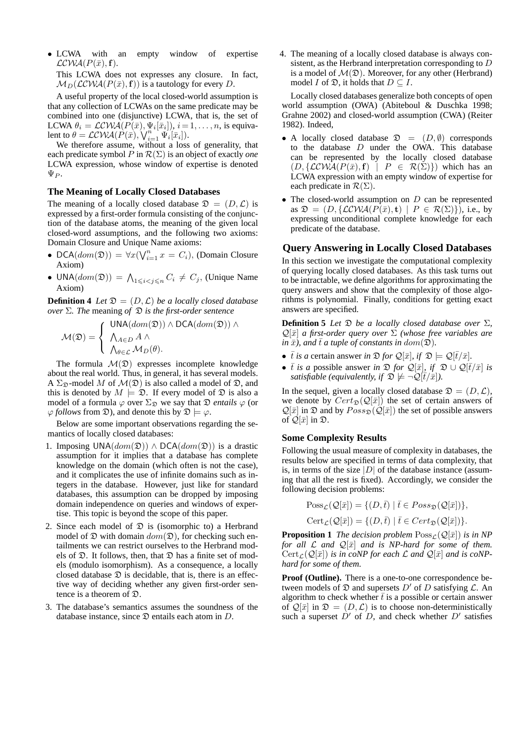- LCWA with an empty window of expertise $\mathcal{LCWA}(P(\bar{x}), \mathbf{f})$.

  This LCWA does not expresses any closure. In fact, $\mathcal{M}_D(\mathcal{LCWA}(P(\bar{x}), \mathbf{f}))$ is a tautology for every $D$.

A useful property of the local closed-world assumption is that any collection of LCWAs on the same predicate may be combined into one (disjunctive) LCWA, that is, the set of LCWA $\theta_i = \mathcal{LCWA}(P(\bar{x}), \Psi_i[\bar{x}_i])$, $i = 1, \ldots, n$, is equivalent to $\theta = \mathcal{LCWA}(P(\bar{x}), \bigvee_{i=1}^{n} \Psi_i[\bar{x}_i])$.

We therefore assume, without a loss of generality, that each predicate symbol $P$ in $\mathcal{R}(\Sigma)$ is an object of exactly *one* LCWA expression, whose window of expertise is denoted $\Psi_P$.

### The Meaning of Locally Closed Databases

The meaning of a locally closed database $\mathfrak{D} = (D, \mathcal{L})$ is expressed by a first-order formula consisting of the conjunction of the database atoms, the meaning of the given local closed-word assumptions, and the following two axioms: Domain Closure and Unique Name axioms:

- $\mathsf{DCA}(dom(\mathfrak{D})) = \forall x (\bigvee_{i=1}^{n} x = C_i)$, (Domain Closure Axiom)
- $\mathsf{UNA}(dom(\mathfrak{D})) = \bigwedge_{1 \leqslant i < j \leqslant n} C_i \neq C_j$, (Unique Name Axiom)

**Definition 4** *Let $\mathfrak{D} = (D, \mathcal{L})$ be a locally closed database over $\Sigma$. The* meaning *of $\mathfrak{D}$ is the first-order sentence*

$$\mathcal{M}(\mathfrak{D}) = \left\{ \begin{array}{l} \mathsf{UNA}(dom(\mathfrak{D})) \wedge \mathsf{DCA}(dom(\mathfrak{D})) \wedge \\ \bigwedge_{A \in D} A \wedge \\ \bigwedge_{\theta \in \mathcal{L}} \mathcal{M}_D(\theta). \end{array} \right.$$

The formula $\mathcal{M}(\mathfrak{D})$ expresses incomplete knowledge about the real world. Thus, in general, it has several models. A $\Sigma_{\mathfrak{D}}$-model $M$ of $\mathcal{M}(\mathfrak{D})$ is also called a model of $\mathfrak{D}$, and this is denoted by $M \models \mathfrak{D}$. If every model of $\mathfrak{D}$ is also a model of a formula $\varphi$ over $\Sigma_{\mathfrak{D}}$ we say that $\mathfrak{D}$ *entails* $\varphi$ (or $\varphi$ *follows* from $\mathfrak{D}$), and denote this by $\mathfrak{D} \models \varphi$.

Below are some important observations regarding the semantics of locally closed databases:

1. Imposing $\mathsf{UNA}(dom(\mathfrak{D})) \wedge \mathsf{DCA}(dom(\mathfrak{D}))$ is a drastic assumption for it implies that a database has complete knowledge on the domain (which often is not the case), and it complicates the use of infinite domains such as integers in the database. However, just like for standard databases, this assumption can be dropped by imposing domain independence on queries and windows of expertise. This topic is beyond the scope of this paper.
2. Since each model of $\mathfrak{D}$ is (isomorphic to) a Herbrand model of $\mathfrak{D}$ with domain $dom(\mathfrak{D})$, for checking such entailments we can restrict ourselves to the Herbrand models of $\mathfrak{D}$. It follows, then, that $\mathfrak{D}$ has a finite set of models (modulo isomorphism). As a consequence, a locally closed database $\mathfrak{D}$ is decidable, that is, there is an effective way of deciding whether any given first-order sentence is a theorem of $\mathfrak{D}$.
3. The database's semantics assumes the soundness of the database instance, since $\mathfrak{D}$ entails each atom in $D$.
4. The meaning of a locally closed database is always consistent, as the Herbrand interpretation corresponding to $D$ is a model of $\mathcal{M}(\mathfrak{D})$. Moreover, for any other (Herbrand) model $I$ of $\mathfrak{D}$, it holds that $D \subseteq I$.

Locally closed databases generalize both concepts of open world assumption (OWA) (Abiteboul & Duschka 1998; Grahne 2002) and closed-world assumption (CWA) (Reiter 1982). Indeed,

- A locally closed database $\mathfrak{D} = (D, \emptyset)$ corresponds to the database $D$ under the OWA. This database can be represented by the locally closed database $(D, \{\mathcal{LCWA}(P(\bar{x}), \mathbf{f}) \mid P \in \mathcal{R}(\Sigma)\})$ which has an LCWA expression with an empty window of expertise for each predicate in $\mathcal{R}(\Sigma)$.
- The closed-world assumption on $D$ can be represented as $\mathfrak{D} = (D, \{\mathcal{LCWA}(P(\bar{x}), \mathbf{t}) \mid P \in \mathcal{R}(\Sigma)\})$, i.e., by expressing unconditional complete knowledge for each predicate of the database.

## Query Answering in Locally Closed Databases

In this section we investigate the computational complexity of querying locally closed databases. As this task turns out to be intractable, we define algorithms for approximating the query answers and show that the complexity of those algorithms is polynomial. Finally, conditions for getting exact answers are specified.

**Definition 5** *Let $\mathfrak{D}$ be a locally closed database over $\Sigma$, $\mathcal{Q}[\bar{x}]$ a first-order query over $\Sigma$ (whose free variables are in $\bar{x}$), and $\bar{t}$ a tuple of constants in $dom(\mathfrak{D})$.*

- *$\bar{t}$ is a* certain answer *in $\mathfrak{D}$ for $\mathcal{Q}[\bar{x}]$, if $\mathfrak{D} \models \mathcal{Q}[\bar{t}/\bar{x}]$.*
- *$\bar{t}$ is a* possible answer *in $\mathfrak{D}$ for $\mathcal{Q}[\bar{x}]$, if $\mathfrak{D} \cup \mathcal{Q}[\bar{t}/\bar{x}]$ is satisfiable (equivalently, if $\mathfrak{D} \not\models \neg\mathcal{Q}[\bar{t}/\bar{x}]$).*

In the sequel, given a locally closed database $\mathfrak{D} = (D, \mathcal{L})$, we denote by $Cert_{\mathfrak{D}}(\mathcal{Q}[\bar{x}])$ the set of certain answers of $\mathcal{Q}[\bar{x}]$ in $\mathfrak{D}$ and by $Poss_{\mathfrak{D}}(\mathcal{Q}[\bar{x}])$ the set of possible answers of $\mathcal{Q}[\bar{x}]$ in $\mathfrak{D}$.

### Some Complexity Results

Following the usual measure of complexity in databases, the results below are specified in terms of data complexity, that is, in terms of the size $|D|$ of the database instance (assuming that all the rest is fixed). Accordingly, we consider the following decision problems:

$$\mathrm{Poss}_{\mathcal{L}}(\mathcal{Q}[\bar{x}]) = \{(D, \bar{t}) \mid \bar{t} \in Poss_{\mathfrak{D}}(\mathcal{Q}[\bar{x}])\},$$

$$\mathrm{Cert}_{\mathcal{L}}(\mathcal{Q}[\bar{x}]) = \{(D, \bar{t}) \mid \bar{t} \in Cert_{\mathfrak{D}}(\mathcal{Q}[\bar{x}])\}.$$

**Proposition 1** *The decision problem $\mathrm{Poss}_{\mathcal{L}}(\mathcal{Q}[\bar{x}])$ is in NP for all $\mathcal{L}$ and $\mathcal{Q}[\bar{x}]$ and is NP-hard for some of them. $\mathrm{Cert}_{\mathcal{L}}(\mathcal{Q}[\bar{x}])$ is in coNP for each $\mathcal{L}$ and $\mathcal{Q}[\bar{x}]$ and is coNP-hard for some of them.*

**Proof (Outline).** There is a one-to-one correspondence between models of $\mathfrak{D}$ and supersets $D'$ of $D$ satisfying $\mathcal{L}$. An algorithm to check whether $\bar{t}$ is a possible or certain answer of $\mathcal{Q}[\bar{x}]$ in $\mathfrak{D} = (D, \mathcal{L})$ is to choose non-deterministically such a superset $D'$ of $D$, and check whether $D'$ satisfies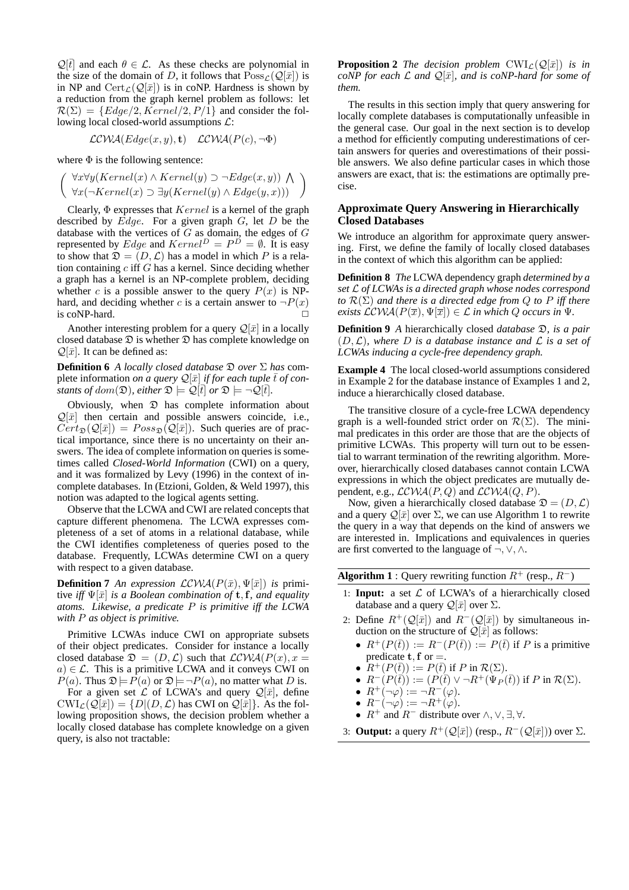$\mathcal{Q}[\bar{t}]$ and each $\theta \in \mathcal{L}$. As these checks are polynomial in the size of the domain of $D$, it follows that $\mathrm{Poss}_{\mathcal{L}}(\mathcal{Q}[\bar{x}])$ is in NP and $\mathrm{Cert}_{\mathcal{L}}(\mathcal{Q}[\bar{x}])$ is in coNP. Hardness is shown by a reduction from the graph kernel problem as follows: let $\mathcal{R}(\Sigma) = \{Edge/2, Kernel/2, P/1\}$ and consider the following local closed-world assumptions $\mathcal{L}$:

$$\mathcal{LCWA}(Edge(x, y), \mathbf{t}) \quad \mathcal{LCWA}(P(c), \neg\Phi)$$

where $\Phi$ is the following sentence:

$$\left( \begin{array}{l} \forall x \forall y (Kernel(x) \wedge Kernel(y) \supset \neg Edge(x, y)) \bigwedge \\ \forall x (\neg Kernel(x) \supset \exists y (Kernel(y) \wedge Edge(y, x))) \end{array} \right)$$

Clearly, $\Phi$ expresses that $Kernel$ is a kernel of the graph described by $Edge$. For a given graph $G$, let $D$ be the database with the vertices of $G$ as domain, the edges of $G$ represented by $Edge$ and $Kernel^D = P^D = \emptyset$. It is easy to show that $\mathfrak{D} = (D, \mathcal{L})$ has a model in which $P$ is a relation containing $c$ iff $G$ has a kernel. Since deciding whether a graph has a kernel is an NP-complete problem, deciding whether $c$ is a possible answer to the query $P(x)$ is NP-hard, and deciding whether $c$ is a certain answer to $\neg P(x)$ is coNP-hard. $\square$

Another interesting problem for a query $\mathcal{Q}[\bar{x}]$ in a locally closed database $\mathfrak{D}$ is whether $\mathfrak{D}$ has complete knowledge on $\mathcal{Q}[\bar{x}]$. It can be defined as:

**Definition 6** *A locally closed database $\mathfrak{D}$ over $\Sigma$ has* complete information *on a query $\mathcal{Q}[\bar{x}]$ if for each tuple $\bar{t}$ of constants of $dom(\mathfrak{D})$, either $\mathfrak{D} \models \mathcal{Q}[\bar{t}]$ or $\mathfrak{D} \models \neg\mathcal{Q}[\bar{t}]$.*

Obviously, when $\mathfrak{D}$ has complete information about $\mathcal{Q}[\bar{x}]$ then certain and possible answers coincide, i.e., $Cert_{\mathfrak{D}}(\mathcal{Q}[\bar{x}]) = Poss_{\mathfrak{D}}(\mathcal{Q}[\bar{x}])$. Such queries are of practical importance, since there is no uncertainty on their answers. The idea of complete information on queries is sometimes called *Closed-World Information* (CWI) on a query, and it was formalized by Levy (1996) in the context of incomplete databases. In (Etzioni, Golden, & Weld 1997), this notion was adapted to the logical agents setting.

Observe that the LCWA and CWI are related concepts that capture different phenomena. The LCWA expresses completeness of a set of atoms in a relational database, while the CWI identifies completeness of queries posed to the database. Frequently, LCWAs determine CWI on a query with respect to a given database.

**Definition 7** *An expression $\mathcal{LCWA}(P(\bar{x}), \Psi[\bar{x}])$ is* primitive *iff $\Psi[\bar{x}]$ is a Boolean combination of $\mathbf{t}, \mathbf{f}$, and equality atoms. Likewise, a predicate $P$ is primitive iff the LCWA with $P$ as object is primitive.*

Primitive LCWAs induce CWI on appropriate subsets of their object predicates. Consider for instance a locally closed database $\mathfrak{D} = (D, \mathcal{L})$ such that $\mathcal{LCWA}(P(x), x = a) \in \mathcal{L}$. This is a primitive LCWA and it conveys CWI on $P(a)$. Thus $\mathfrak{D} \models P(a)$ or $\mathfrak{D} \models \neg P(a)$, no matter what $D$ is.

For a given set $\mathcal{L}$ of LCWA's and query $\mathcal{Q}[\bar{x}]$, define $\mathrm{CWI}_{\mathcal{L}}(\mathcal{Q}[\bar{x}]) = \{D | (D, \mathcal{L}) \text{ has CWI on } \mathcal{Q}[\bar{x}]\}$. As the following proposition shows, the decision problem whether a locally closed database has complete knowledge on a given query, is also not tractable:

**Proposition 2** *The decision problem $\mathrm{CWI}_{\mathcal{L}}(\mathcal{Q}[\bar{x}])$ is in coNP for each $\mathcal{L}$ and $\mathcal{Q}[\bar{x}]$, and is coNP-hard for some of them.*

The results in this section imply that query answering for locally complete databases is computationally unfeasible in the general case. Our goal in the next section is to develop a method for efficiently computing underestimations of certain answers for queries and overestimations of their possible answers. We also define particular cases in which those answers are exact, that is: the estimations are optimally precise.

## Approximate Query Answering in Hierarchically Closed Databases

We introduce an algorithm for approximate query answering. First, we define the family of locally closed databases in the context of which this algorithm can be applied:

**Definition 8** *The* LCWA dependency graph *determined by a set $\mathcal{L}$ of LCWAs is a directed graph whose nodes correspond to $\mathcal{R}(\Sigma)$ and there is a directed edge from $Q$ to $P$ iff there exists $\mathcal{LCWA}(P(\overline{x}), \Psi[\overline{x}]) \in \mathcal{L}$ in which $Q$ occurs in $\Psi$.*

**Definition 9** *A* hierarchically closed *database $\mathfrak{D}$, is a pair $(D, \mathcal{L})$, where $D$ is a database instance and $\mathcal{L}$ is a set of LCWAs inducing a cycle-free dependency graph.*

**Example 4** The local closed-world assumptions considered in Example 2 for the database instance of Examples 1 and 2, induce a hierarchically closed database.

The transitive closure of a cycle-free LCWA dependency graph is a well-founded strict order on $\mathcal{R}(\Sigma)$. The minimal predicates in this order are those that are the objects of primitive LCWAs. This property will turn out to be essential to warrant termination of the rewriting algorithm. Moreover, hierarchically closed databases cannot contain LCWA expressions in which the object predicates are mutually dependent, e.g., $\mathcal{LCWA}(P, Q)$ and $\mathcal{LCWA}(Q, P)$.

Now, given a hierarchically closed database $\mathfrak{D} = (D, \mathcal{L})$ and a query $\mathcal{Q}[\bar{x}]$ over $\Sigma$, we can use Algorithm 1 to rewrite the query in a way that depends on the kind of answers we are interested in. Implications and equivalences in queries are first converted to the language of $\neg, \vee, \wedge$.

**Algorithm 1** : Query rewriting function $R^+$ (resp., $R^-$)

1: **Input:** a set $\mathcal{L}$ of LCWA's of a hierarchically closed database and a query $\mathcal{Q}[\bar{x}]$ over $\Sigma$.

2: Define $R^+(\mathcal{Q}[\bar{x}])$ and $R^-(\mathcal{Q}[\bar{x}])$ by simultaneous induction on the structure of $\mathcal{Q}[\bar{x}]$ as follows:
   - $R^+(P(\bar{t})) := R^-(P(\bar{t})) := P(\bar{t})$ if $P$ is a primitive predicate $\mathbf{t}, \mathbf{f}$ or $=$.
   - $R^+(P(\bar{t})) := P(\bar{t})$ if $P$ in $\mathcal{R}(\Sigma)$.
   - $R^-(P(\bar{t})) := (P(\bar{t}) \vee \neg R^+(\Psi_P(\bar{t}))$ if $P$ in $\mathcal{R}(\Sigma)$.
   - $R^+(\neg\varphi) := \neg R^-(\varphi)$.
   - $R^-(\neg\varphi) := \neg R^+(\varphi)$.
   - $R^+$ and $R^-$ distribute over $\wedge, \vee, \exists, \forall$.

3: **Output:** a query $R^+(\mathcal{Q}[\bar{x}])$ (resp., $R^-(\mathcal{Q}[\bar{x}])$) over $\Sigma$.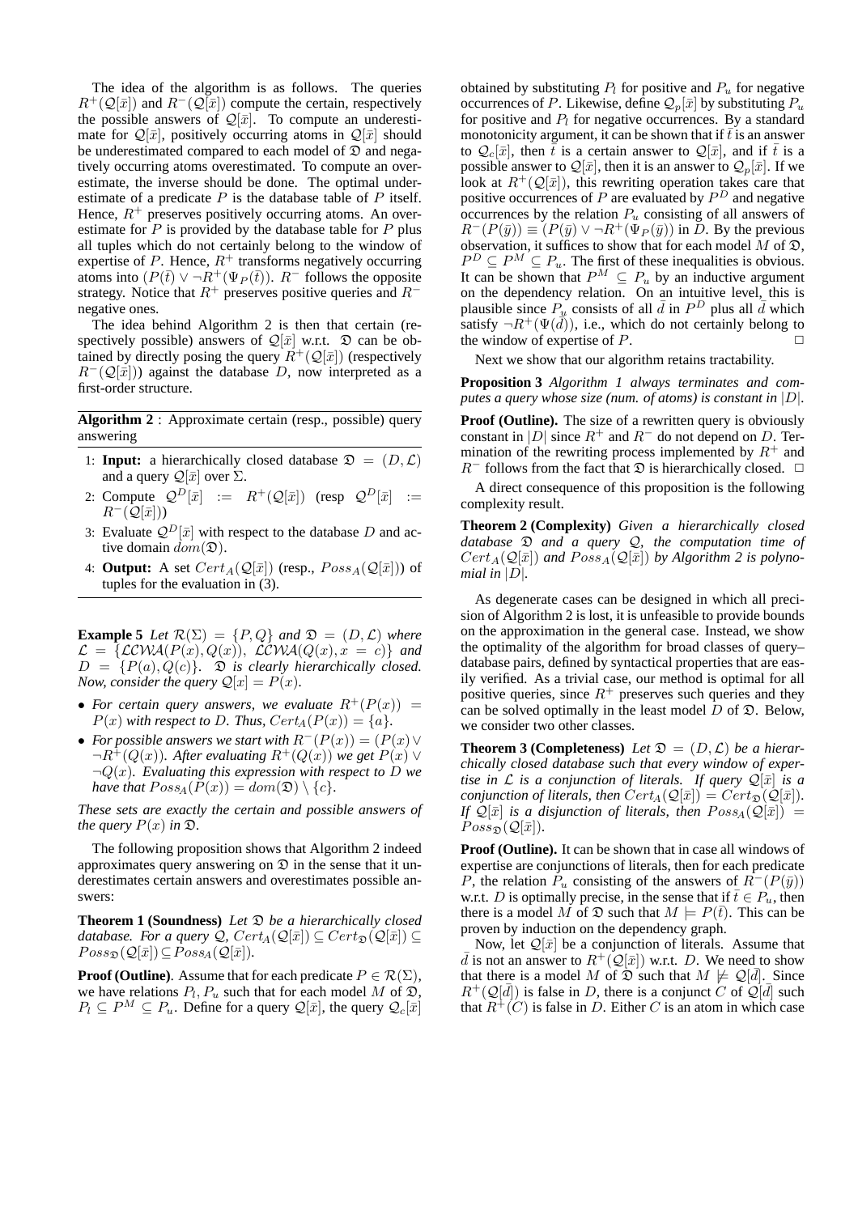The idea of the algorithm is as follows. The queries $R^+(\mathcal{Q}[\bar{x}])$ and $R^-(\mathcal{Q}[\bar{x}])$ compute the certain, respectively the possible answers of $\mathcal{Q}[\bar{x}]$. To compute an underestimate for $\mathcal{Q}[\bar{x}]$, positively occurring atoms in $\mathcal{Q}[\bar{x}]$ should be underestimated compared to each model of $\mathfrak{D}$ and negatively occurring atoms overestimated. To compute an overestimate, the inverse should be done. The optimal underestimate of a predicate $P$ is the database table of $P$ itself. Hence, $R^+$ preserves positively occurring atoms. An overestimate for $P$ is provided by the database table for $P$ plus all tuples which do not certainly belong to the window of expertise of $P$. Hence, $R^+$ transforms negatively occurring atoms into $(P(\bar{t}) \vee \neg R^+(\Psi_P(\bar{t}))$. $R^-$ follows the opposite strategy. Notice that $R^+$ preserves positive queries and $R^-$ negative ones.

The idea behind Algorithm 2 is then that certain (respectively possible) answers of $\mathcal{Q}[\bar{x}]$ w.r.t. $\mathfrak{D}$ can be obtained by directly posing the query $R^+(\mathcal{Q}[\bar{x}])$ (respectively $R^-(\mathcal{Q}[\bar{x}])$) against the database $D$, now interpreted as a first-order structure.

**Algorithm 2** : Approximate certain (resp., possible) query answering

1: **Input:** a hierarchically closed database $\mathfrak{D} = (D, \mathcal{L})$ and a query $\mathcal{Q}[\bar{x}]$ over $\Sigma$.
2: Compute $\mathcal{Q}^D[\bar{x}] := R^+(\mathcal{Q}[\bar{x}])$ (resp $\mathcal{Q}^D[\bar{x}] := R^-(\mathcal{Q}[\bar{x}])$)
3: Evaluate $\mathcal{Q}^D[\bar{x}]$ with respect to the database $D$ and active domain $dom(\mathfrak{D})$.
4: **Output:** A set $Cert_A(\mathcal{Q}[\bar{x}])$ (resp., $Poss_A(\mathcal{Q}[\bar{x}])$) of tuples for the evaluation in (3).

**Example 5** *Let $\mathcal{R}(\Sigma) = \{P, Q\}$ and $\mathfrak{D} = (D, \mathcal{L})$ where $\mathcal{L} = \{\mathcal{LCWA}(P(x), Q(x)),\ \mathcal{LCWA}(Q(x), x = c)\}$ and $D = \{P(a), Q(c)\}$. $\mathfrak{D}$ is clearly hierarchically closed. Now, consider the query $\mathcal{Q}[x] = P(x)$.*

- *For certain query answers, we evaluate $R^+(P(x)) = P(x)$ with respect to $D$. Thus, $Cert_A(P(x)) = \{a\}$.*
- *For possible answers we start with $R^-(P(x)) = (P(x) \vee \neg R^+(Q(x))$. After evaluating $R^+(Q(x))$ we get $P(x) \vee \neg Q(x)$. Evaluating this expression with respect to $D$ we have that $Poss_A(P(x)) = dom(\mathfrak{D}) \setminus \{c\}$.*

*These sets are exactly the certain and possible answers of the query $P(x)$ in $\mathfrak{D}$.*

The following proposition shows that Algorithm 2 indeed approximates query answering on $\mathfrak{D}$ in the sense that it underestimates certain answers and overestimates possible answers:

**Theorem 1 (Soundness)** *Let $\mathfrak{D}$ be a hierarchically closed database. For a query $\mathcal{Q}$, $Cert_A(\mathcal{Q}[\bar{x}]) \subseteq Cert_{\mathfrak{D}}(\mathcal{Q}[\bar{x}]) \subseteq Poss_{\mathfrak{D}}(\mathcal{Q}[\bar{x}]) \subseteq Poss_A(\mathcal{Q}[\bar{x}])$.*

**Proof (Outline)**. Assume that for each predicate $P \in \mathcal{R}(\Sigma)$, we have relations $P_l, P_u$ such that for each model $M$ of $\mathfrak{D}$, $P_l \subseteq P^M \subseteq P_u$. Define for a query $\mathcal{Q}[\bar{x}]$, the query $\mathcal{Q}_c[\bar{x}]$ obtained by substituting $P_l$ for positive and $P_u$ for negative occurrences of $P$. Likewise, define $\mathcal{Q}_p[\bar{x}]$ by substituting $P_u$ for positive and $P_l$ for negative occurrences. By a standard monotonicity argument, it can be shown that if $\bar{t}$ is an answer to $\mathcal{Q}_c[\bar{x}]$, then $\bar{t}$ is a certain answer to $\mathcal{Q}[\bar{x}]$, and if $\bar{t}$ is a possible answer to $\mathcal{Q}[\bar{x}]$, then it is an answer to $\mathcal{Q}_p[\bar{x}]$. If we look at $R^+(\mathcal{Q}[\bar{x}])$, this rewriting operation takes care that positive occurrences of $P$ are evaluated by $P^D$ and negative occurrences by the relation $P_u$ consisting of all answers of $R^-(P(\bar{y})) \equiv (P(\bar{y}) \vee \neg R^+(\Psi_P(\bar{y}))$ in $D$. By the previous observation, it suffices to show that for each model $M$ of $\mathfrak{D}$, $P^D \subseteq P^M \subseteq P_u$. The first of these inequalities is obvious. It can be shown that $P^M \subseteq P_u$ by an inductive argument on the dependency relation. On an intuitive level, this is plausible since $P_u$ consists of all $\bar{d}$ in $P^D$ plus all $\bar{d}$ which satisfy $\neg R^+(\Psi(\bar{d}))$, i.e., which do not certainly belong to the window of expertise of $P$. □

Next we show that our algorithm retains tractability.

**Proposition 3** *Algorithm 1 always terminates and computes a query whose size (num. of atoms) is constant in $|D|$.*

**Proof (Outline).** The size of a rewritten query is obviously constant in $|D|$ since $R^+$ and $R^-$ do not depend on $D$. Termination of the rewriting process implemented by $R^+$ and $R^-$ follows from the fact that $\mathfrak{D}$ is hierarchically closed. □

A direct consequence of this proposition is the following complexity result.

**Theorem 2 (Complexity)** *Given a hierarchically closed database $\mathfrak{D}$ and a query $\mathcal{Q}$, the computation time of $Cert_A(\mathcal{Q}[\bar{x}])$ and $Poss_A(\mathcal{Q}[\bar{x}])$ by Algorithm 2 is polynomial in $|D|$.*

As degenerate cases can be designed in which all precision of Algorithm 2 is lost, it is unfeasible to provide bounds on the approximation in the general case. Instead, we show the optimality of the algorithm for broad classes of query–database pairs, defined by syntactical properties that are easily verified. As a trivial case, our method is optimal for all positive queries, since $R^+$ preserves such queries and they can be solved optimally in the least model $D$ of $\mathfrak{D}$. Below, we consider two other classes.

**Theorem 3 (Completeness)** *Let $\mathfrak{D} = (D, \mathcal{L})$ be a hierarchically closed database such that every window of expertise in $\mathcal{L}$ is a conjunction of literals. If query $\mathcal{Q}[\bar{x}]$ is a conjunction of literals, then $Cert_A(\mathcal{Q}[\bar{x}]) = Cert_{\mathfrak{D}}(\mathcal{Q}[\bar{x}])$. If $\mathcal{Q}[\bar{x}]$ is a disjunction of literals, then $Poss_A(\mathcal{Q}[\bar{x}]) = Poss_{\mathfrak{D}}(\mathcal{Q}[\bar{x}])$.*

**Proof (Outline).** It can be shown that in case all windows of expertise are conjunctions of literals, then for each predicate $P$, the relation $P_u$ consisting of the answers of $R^-(P(\bar{y}))$ w.r.t. $D$ is optimally precise, in the sense that if $\bar{t} \in P_u$, then there is a model $M$ of $\mathfrak{D}$ such that $M \models P(\bar{t})$. This can be proven by induction on the dependency graph.

Now, let $\mathcal{Q}[\bar{x}]$ be a conjunction of literals. Assume that $\bar{d}$ is not an answer to $R^+(\mathcal{Q}[\bar{x}])$ w.r.t. $D$. We need to show that there is a model $M$ of $\mathfrak{D}$ such that $M \not\models \mathcal{Q}[\bar{d}]$. Since $R^+(\mathcal{Q}[\bar{d}])$ is false in $D$, there is a conjunct $C$ of $\mathcal{Q}[\bar{d}]$ such that $R^+(C)$ is false in $D$. Either $C$ is an atom in which case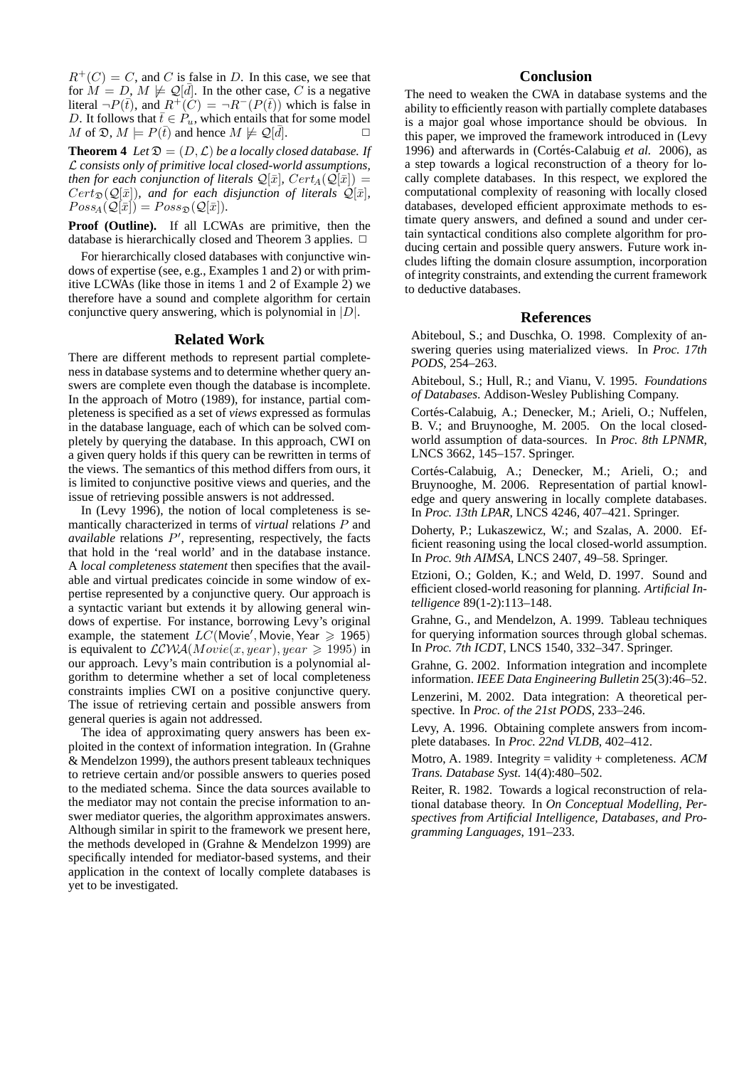$R^+(C) = C$, and $C$ is false in $D$. In this case, we see that for $M = D$, $M \not\models \mathcal{Q}[\bar{d}]$. In the other case, $C$ is a negative literal $\neg P(\bar{t})$, and $R^+(C) = \neg R^-(P(\bar{t}))$ which is false in $D$. It follows that $\bar{t} \in P_u$, which entails that for some model $M$ of $\mathfrak{D}$, $M \models P(\bar{t})$ and hence $M \not\models \mathcal{Q}[\bar{d}]$. □

**Theorem 4** *Let $\mathfrak{D} = (D, \mathcal{L})$ be a locally closed database. If $\mathcal{L}$ consists only of primitive local closed-world assumptions, then for each conjunction of literals $\mathcal{Q}[\bar{x}]$, $Cert_A(\mathcal{Q}[\bar{x}]) = Cert_{\mathfrak{D}}(\mathcal{Q}[\bar{x}])$, and for each disjunction of literals $\mathcal{Q}[\bar{x}]$, $Poss_A(\mathcal{Q}[\bar{x}]) = Poss_{\mathfrak{D}}(\mathcal{Q}[\bar{x}])$.*

**Proof (Outline).** If all LCWAs are primitive, then the database is hierarchically closed and Theorem 3 applies. □

For hierarchically closed databases with conjunctive windows of expertise (see, e.g., Examples 1 and 2) or with primitive LCWAs (like those in items 1 and 2 of Example 2) we therefore have a sound and complete algorithm for certain conjunctive query answering, which is polynomial in $|D|$.

## Related Work

There are different methods to represent partial completeness in database systems and to determine whether query answers are complete even though the database is incomplete. In the approach of Motro (1989), for instance, partial completeness is specified as a set of *views* expressed as formulas in the database language, each of which can be solved completely by querying the database. In this approach, CWI on a given query holds if this query can be rewritten in terms of the views. The semantics of this method differs from ours, it is limited to conjunctive positive views and queries, and the issue of retrieving possible answers is not addressed.

In (Levy 1996), the notion of local completeness is semantically characterized in terms of *virtual* relations $P$ and *available* relations $P'$, representing, respectively, the facts that hold in the 'real world' and in the database instance. A *local completeness statement* then specifies that the available and virtual predicates coincide in some window of expertise represented by a conjunctive query. Our approach is a syntactic variant but extends it by allowing general windows of expertise. For instance, borrowing Levy's original example, the statement $LC(\mathsf{Movie}', \mathsf{Movie}, \mathsf{Year} \geqslant 1965)$ is equivalent to $\mathcal{LCWA}(Movie(x, year), year \geqslant 1995)$ in our approach. Levy's main contribution is a polynomial algorithm to determine whether a set of local completeness constraints implies CWI on a positive conjunctive query. The issue of retrieving certain and possible answers from general queries is again not addressed.

The idea of approximating query answers has been exploited in the context of information integration. In (Grahne & Mendelzon 1999), the authors present tableaux techniques to retrieve certain and/or possible answers to queries posed to the mediated schema. Since the data sources available to the mediator may not contain the precise information to answer mediator queries, the algorithm approximates answers. Although similar in spirit to the framework we present here, the methods developed in (Grahne & Mendelzon 1999) are specifically intended for mediator-based systems, and their application in the context of locally complete databases is yet to be investigated.

## Conclusion

The need to weaken the CWA in database systems and the ability to efficiently reason with partially complete databases is a major goal whose importance should be obvious. In this paper, we improved the framework introduced in (Levy 1996) and afterwards in (Cortés-Calabuig *et al.* 2006), as a step towards a logical reconstruction of a theory for locally complete databases. In this respect, we explored the computational complexity of reasoning with locally closed databases, developed efficient approximate methods to estimate query answers, and defined a sound and under certain syntactical conditions also complete algorithm for producing certain and possible query answers. Future work includes lifting the domain closure assumption, incorporation of integrity constraints, and extending the current framework to deductive databases.

## References

Abiteboul, S.; and Duschka, O. 1998. Complexity of answering queries using materialized views. In *Proc. 17th PODS*, 254–263.

Abiteboul, S.; Hull, R.; and Vianu, V. 1995. *Foundations of Databases*. Addison-Wesley Publishing Company.

Cortés-Calabuig, A.; Denecker, M.; Arieli, O.; Nuffelen, B. V.; and Bruynooghe, M. 2005. On the local closed-world assumption of data-sources. In *Proc. 8th LPNMR*, LNCS 3662, 145–157. Springer.

Cortés-Calabuig, A.; Denecker, M.; Arieli, O.; and Bruynooghe, M. 2006. Representation of partial knowledge and query answering in locally complete databases. In *Proc. 13th LPAR*, LNCS 4246, 407–421. Springer.

Doherty, P.; Lukaszewicz, W.; and Szalas, A. 2000. Efficient reasoning using the local closed-world assumption. In *Proc. 9th AIMSA*, LNCS 2407, 49–58. Springer.

Etzioni, O.; Golden, K.; and Weld, D. 1997. Sound and efficient closed-world reasoning for planning. *Artificial Intelligence* 89(1-2):113–148.

Grahne, G., and Mendelzon, A. 1999. Tableau techniques for querying information sources through global schemas. In *Proc. 7th ICDT*, LNCS 1540, 332–347. Springer.

Grahne, G. 2002. Information integration and incomplete information. *IEEE Data Engineering Bulletin* 25(3):46–52.

Lenzerini, M. 2002. Data integration: A theoretical perspective. In *Proc. of the 21st PODS*, 233–246.

Levy, A. 1996. Obtaining complete answers from incomplete databases. In *Proc. 22nd VLDB*, 402–412.

Motro, A. 1989. Integrity = validity + completeness. *ACM Trans. Database Syst.* 14(4):480–502.

Reiter, R. 1982. Towards a logical reconstruction of relational database theory. In *On Conceptual Modelling, Perspectives from Artificial Intelligence, Databases, and Programming Languages*, 191–233.